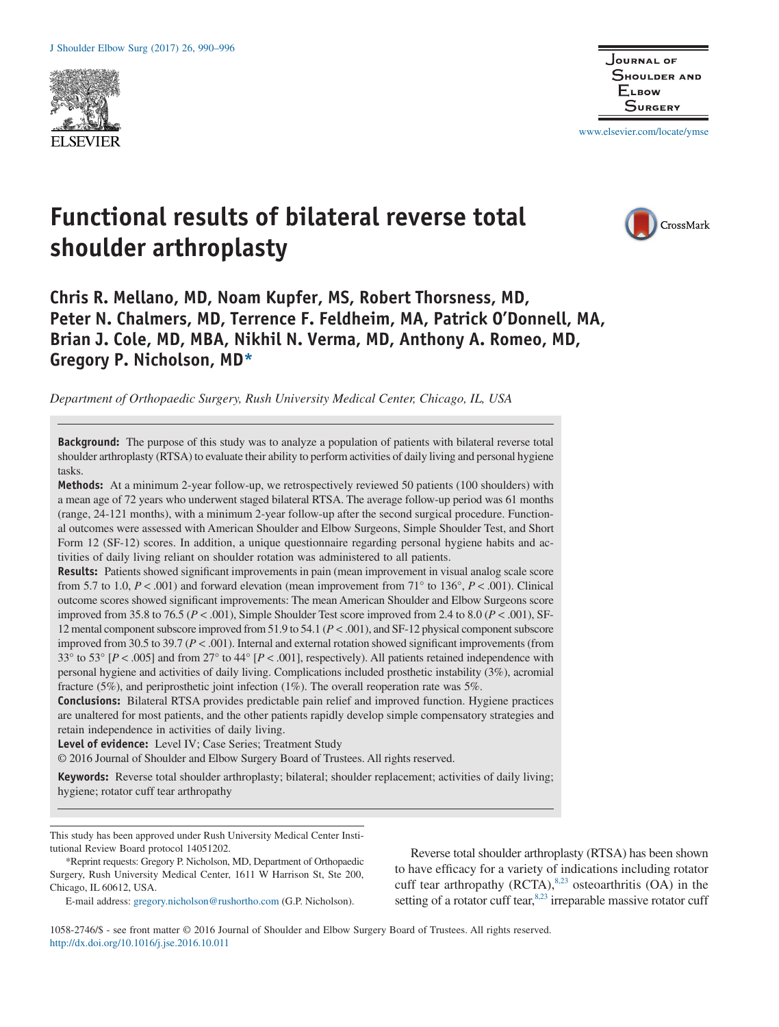# Functional results of bilateral reverse total shoulder arthroplasty

**Chris R. Mellano, MD, Noam Kupfer, MS, Robert Thorsness, MD, Peter N. Chalmers, MD, Terrence F. Feldheim, MA, Patrick O'Donnell, MA, Brian J. Cole, MD, MBA, Nikhil N. Verma, MD, Anthony A. Romeo, MD, Gregory P. Nicholson, MD***

*Department of Orthopaedic Surgery, Rush University Medical Center, Chicago, IL, USA*

**Background:** The purpose of this study was to analyze a population of patients with bilateral reverse total shoulder arthroplasty (RTSA) to evaluate their ability to perform activities of daily living and personal hygiene tasks.

**Methods:** At a minimum 2-year follow-up, we retrospectively reviewed 50 patients (100 shoulders) with a mean age of 72 years who underwent staged bilateral RTSA. The average follow-up period was 61 months (range, 24-121 months), with a minimum 2-year follow-up after the second surgical procedure. Functional outcomes were assessed with American Shoulder and Elbow Surgeons, Simple Shoulder Test, and Short Form 12 (SF-12) scores. In addition, a unique questionnaire regarding personal hygiene habits and activities of daily living reliant on shoulder rotation was administered to all patients.

**Results:** Patients showed significant improvements in pain (mean improvement in visual analog scale score from 5.7 to 1.0, $P < .001$) and forward elevation (mean improvement from 71° to 136°, $P < .001$). Clinical outcome scores showed significant improvements: The mean American Shoulder and Elbow Surgeons score improved from 35.8 to 76.5 ($P < .001$), Simple Shoulder Test score improved from 2.4 to 8.0 ($P < .001$), SF-12 mental component subscore improved from 51.9 to 54.1 ($P < .001$), and SF-12 physical component subscore improved from 30.5 to 39.7 ($P < .001$). Internal and external rotation showed significant improvements (from 33° to 53° [$P < .005$] and from 27° to 44° [$P < .001$], respectively). All patients retained independence with personal hygiene and activities of daily living. Complications included prosthetic instability (3%), acromial fracture (5%), and periprosthetic joint infection (1%). The overall reoperation rate was 5%.

**Conclusions:** Bilateral RTSA provides predictable pain relief and improved function. Hygiene practices are unaltered for most patients, and the other patients rapidly develop simple compensatory strategies and retain independence in activities of daily living.

**Level of evidence:** Level IV; Case Series; Treatment Study

© 2016 Journal of Shoulder and Elbow Surgery Board of Trustees. All rights reserved.

**Keywords:** Reverse total shoulder arthroplasty; bilateral; shoulder replacement; activities of daily living; hygiene; rotator cuff tear arthropathy

This study has been approved under Rush University Medical Center Institutional Review Board protocol 14051202.

*Reprint requests: Gregory P. Nicholson, MD, Department of Orthopaedic Surgery, Rush University Medical Center, 1611 W Harrison St, Ste 200, Chicago, IL 60612, USA.

E-mail address: gregory.nicholson@rushortho.com (G.P. Nicholson).

1058-2746/$ - see front matter © 2016 Journal of Shoulder and Elbow Surgery Board of Trustees. All rights reserved.
http://dx.doi.org/10.1016/j.jse.2016.10.011

Reverse total shoulder arthroplasty (RTSA) has been shown to have efficacy for a variety of indications including rotator cuff tear arthropathy (RCTA),[8,23] osteoarthritis (OA) in the setting of a rotator cuff tear,[8,23] irreparable massive rotator cuff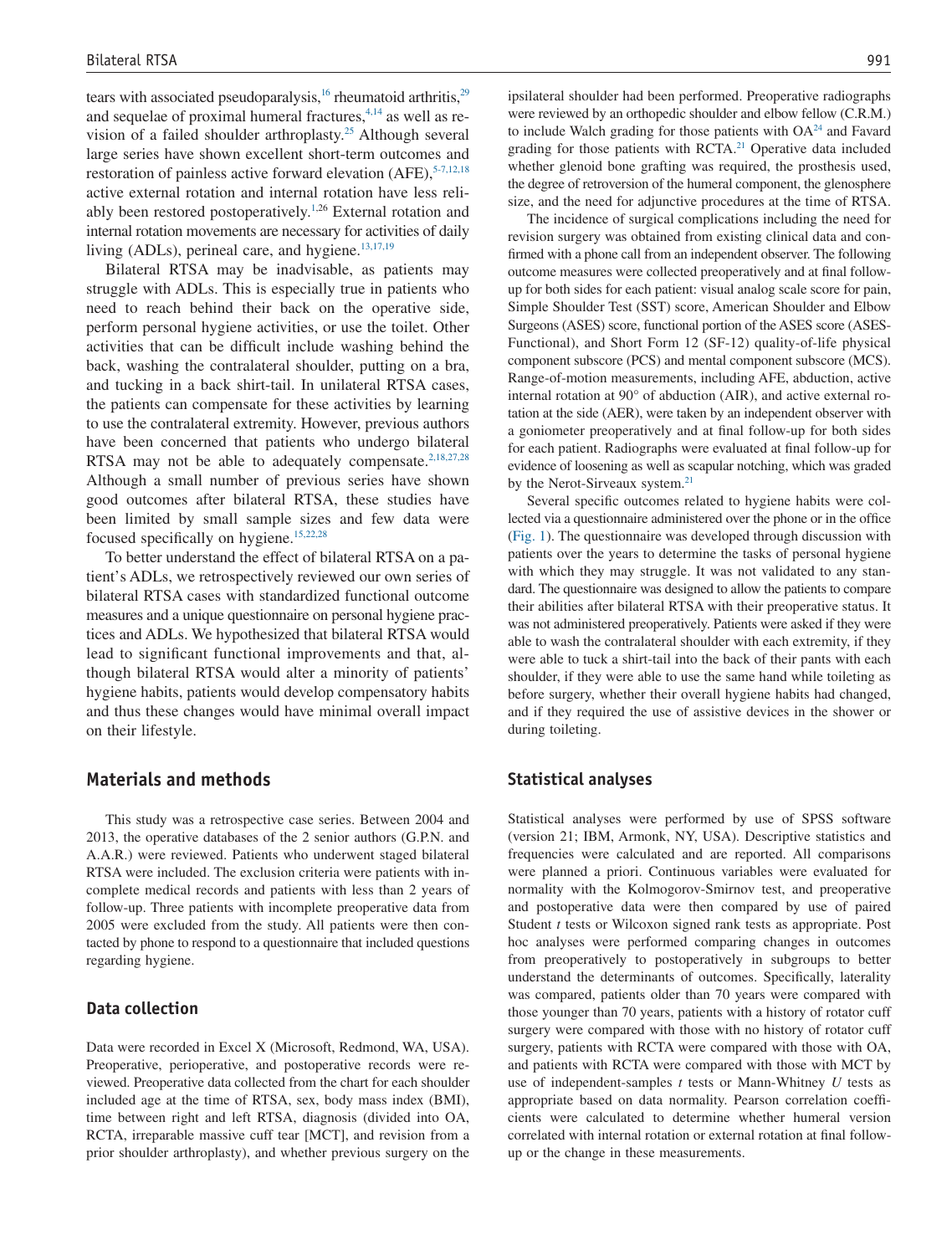tears with associated pseudoparalysis,[16] rheumatoid arthritis,[29] and sequelae of proximal humeral fractures,[4,14] as well as revision of a failed shoulder arthroplasty.[25] Although several large series have shown excellent short-term outcomes and restoration of painless active forward elevation (AFE),[5-7,12,18] active external rotation and internal rotation have less reliably been restored postoperatively.[1,26] External rotation and internal rotation movements are necessary for activities of daily living (ADLs), perineal care, and hygiene.[13,17,19]

Bilateral RTSA may be inadvisable, as patients may struggle with ADLs. This is especially true in patients who need to reach behind their back on the operative side, perform personal hygiene activities, or use the toilet. Other activities that can be difficult include washing behind the back, washing the contralateral shoulder, putting on a bra, and tucking in a back shirt-tail. In unilateral RTSA cases, the patients can compensate for these activities by learning to use the contralateral extremity. However, previous authors have been concerned that patients who undergo bilateral RTSA may not be able to adequately compensate.[2,18,27,28] Although a small number of previous series have shown good outcomes after bilateral RTSA, these studies have been limited by small sample sizes and few data were focused specifically on hygiene.[15,22,28]

To better understand the effect of bilateral RTSA on a patient's ADLs, we retrospectively reviewed our own series of bilateral RTSA cases with standardized functional outcome measures and a unique questionnaire on personal hygiene practices and ADLs. We hypothesized that bilateral RTSA would lead to significant functional improvements and that, although bilateral RTSA would alter a minority of patients' hygiene habits, patients would develop compensatory habits and thus these changes would have minimal overall impact on their lifestyle.

## Materials and methods

This study was a retrospective case series. Between 2004 and 2013, the operative databases of the 2 senior authors (G.P.N. and A.A.R.) were reviewed. Patients who underwent staged bilateral RTSA were included. The exclusion criteria were patients with incomplete medical records and patients with less than 2 years of follow-up. Three patients with incomplete preoperative data from 2005 were excluded from the study. All patients were then contacted by phone to respond to a questionnaire that included questions regarding hygiene.

### Data collection

Data were recorded in Excel X (Microsoft, Redmond, WA, USA). Preoperative, perioperative, and postoperative records were reviewed. Preoperative data collected from the chart for each shoulder included age at the time of RTSA, sex, body mass index (BMI), time between right and left RTSA, diagnosis (divided into OA, RCTA, irreparable massive cuff tear [MCT], and revision from a prior shoulder arthroplasty), and whether previous surgery on the ipsilateral shoulder had been performed. Preoperative radiographs were reviewed by an orthopedic shoulder and elbow fellow (C.R.M.) to include Walch grading for those patients with OA[24] and Favard grading for those patients with RCTA.[21] Operative data included whether glenoid bone grafting was required, the prosthesis used, the degree of retroversion of the humeral component, the glenosphere size, and the need for adjunctive procedures at the time of RTSA.

The incidence of surgical complications including the need for revision surgery was obtained from existing clinical data and confirmed with a phone call from an independent observer. The following outcome measures were collected preoperatively and at final follow-up for both sides for each patient: visual analog scale score for pain, Simple Shoulder Test (SST) score, American Shoulder and Elbow Surgeons (ASES) score, functional portion of the ASES score (ASES-Functional), and Short Form 12 (SF-12) quality-of-life physical component subscore (PCS) and mental component subscore (MCS). Range-of-motion measurements, including AFE, abduction, active internal rotation at 90° of abduction (AIR), and active external rotation at the side (AER), were taken by an independent observer with a goniometer preoperatively and at final follow-up for both sides for each patient. Radiographs were evaluated at final follow-up for evidence of loosening as well as scapular notching, which was graded by the Nerot-Sirveaux system.[21]

Several specific outcomes related to hygiene habits were collected via a questionnaire administered over the phone or in the office (Fig. 1). The questionnaire was developed through discussion with patients over the years to determine the tasks of personal hygiene with which they may struggle. It was not validated to any standard. The questionnaire was designed to allow the patients to compare their abilities after bilateral RTSA with their preoperative status. It was not administered preoperatively. Patients were asked if they were able to wash the contralateral shoulder with each extremity, if they were able to tuck a shirt-tail into the back of their pants with each shoulder, if they were able to use the same hand while toileting as before surgery, whether their overall hygiene habits had changed, and if they required the use of assistive devices in the shower or during toileting.

### Statistical analyses

Statistical analyses were performed by use of SPSS software (version 21; IBM, Armonk, NY, USA). Descriptive statistics and frequencies were calculated and are reported. All comparisons were planned a priori. Continuous variables were evaluated for normality with the Kolmogorov-Smirnov test, and preoperative and postoperative data were then compared by use of paired Student *t* tests or Wilcoxon signed rank tests as appropriate. Post hoc analyses were performed comparing changes in outcomes from preoperatively to postoperatively in subgroups to better understand the determinants of outcomes. Specifically, laterality was compared, patients older than 70 years were compared with those younger than 70 years, patients with a history of rotator cuff surgery were compared with those with no history of rotator cuff surgery, patients with RCTA were compared with those with OA, and patients with RCTA were compared with those with MCT by use of independent-samples *t* tests or Mann-Whitney *U* tests as appropriate based on data normality. Pearson correlation coefficients were calculated to determine whether humeral version correlated with internal rotation or external rotation at final follow-up or the change in these measurements.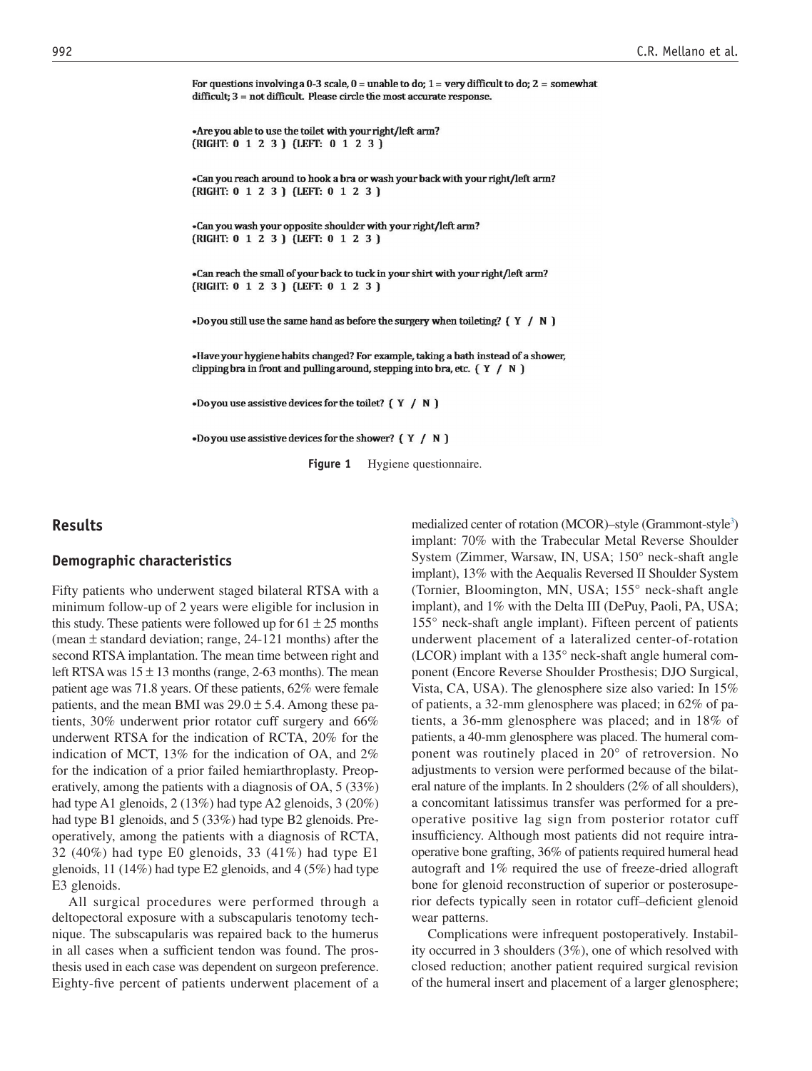For questions involving a 0-3 scale, 0 = unable to do; 1 = very difficult to do; 2 = somewhat difficult; 3 = not difficult. Please circle the most accurate response.

- Are you able to use the toilet with your right/left arm?
(RIGHT: 0 1 2 3 ) (LEFT: 0 1 2 3 )

- Can you reach around to hook a bra or wash your back with your right/left arm?
(RIGHT: 0 1 2 3 ) (LEFT: 0 1 2 3 )

- Can you wash your opposite shoulder with your right/left arm?
(RIGHT: 0 1 2 3 ) (LEFT: 0 1 2 3 )

- Can reach the small of your back to tuck in your shirt with your right/left arm?
(RIGHT: 0 1 2 3 ) (LEFT: 0 1 2 3 )

- Do you still use the same hand as before the surgery when toileting? ( Y / N )

- Have your hygiene habits changed? For example, taking a bath instead of a shower, clipping bra in front and pulling around, stepping into bra, etc. ( Y / N )

- Do you use assistive devices for the toilet? ( Y / N )

- Do you use assistive devices for the shower? ( Y / N )

**Figure 1** Hygiene questionnaire.

## Results

### Demographic characteristics

Fifty patients who underwent staged bilateral RTSA with a minimum follow-up of 2 years were eligible for inclusion in this study. These patients were followed up for 61 ± 25 months (mean ± standard deviation; range, 24-121 months) after the second RTSA implantation. The mean time between right and left RTSA was 15 ± 13 months (range, 2-63 months). The mean patient age was 71.8 years. Of these patients, 62% were female patients, and the mean BMI was 29.0 ± 5.4. Among these patients, 30% underwent prior rotator cuff surgery and 66% underwent RTSA for the indication of RCTA, 20% for the indication of MCT, 13% for the indication of OA, and 2% for the indication of a prior failed hemiarthroplasty. Preoperatively, among the patients with a diagnosis of OA, 5 (33%) had type A1 glenoids, 2 (13%) had type A2 glenoids, 3 (20%) had type B1 glenoids, and 5 (33%) had type B2 glenoids. Preoperatively, among the patients with a diagnosis of RCTA, 32 (40%) had type E0 glenoids, 33 (41%) had type E1 glenoids, 11 (14%) had type E2 glenoids, and 4 (5%) had type E3 glenoids.

All surgical procedures were performed through a deltopectoral exposure with a subscapularis tenotomy technique. The subscapularis was repaired back to the humerus in all cases when a sufficient tendon was found. The prosthesis used in each case was dependent on surgeon preference. Eighty-five percent of patients underwent placement of a medialized center of rotation (MCOR)–style (Grammont-style[3]) implant: 70% with the Trabecular Metal Reverse Shoulder System (Zimmer, Warsaw, IN, USA; 150° neck-shaft angle implant), 13% with the Aequalis Reversed II Shoulder System (Tornier, Bloomington, MN, USA; 155° neck-shaft angle implant), and 1% with the Delta III (DePuy, Paoli, PA, USA; 155° neck-shaft angle implant). Fifteen percent of patients underwent placement of a lateralized center-of-rotation (LCOR) implant with a 135° neck-shaft angle humeral component (Encore Reverse Shoulder Prosthesis; DJO Surgical, Vista, CA, USA). The glenosphere size also varied: In 15% of patients, a 32-mm glenosphere was placed; in 62% of patients, a 36-mm glenosphere was placed; and in 18% of patients, a 40-mm glenosphere was placed. The humeral component was routinely placed in 20° of retroversion. No adjustments to version were performed because of the bilateral nature of the implants. In 2 shoulders (2% of all shoulders), a concomitant latissimus transfer was performed for a preoperative positive lag sign from posterior rotator cuff insufficiency. Although most patients did not require intraoperative bone grafting, 36% of patients required humeral head autograft and 1% required the use of freeze-dried allograft bone for glenoid reconstruction of superior or posterosuperior defects typically seen in rotator cuff–deficient glenoid wear patterns.

Complications were infrequent postoperatively. Instability occurred in 3 shoulders (3%), one of which resolved with closed reduction; another patient required surgical revision of the humeral insert and placement of a larger glenosphere;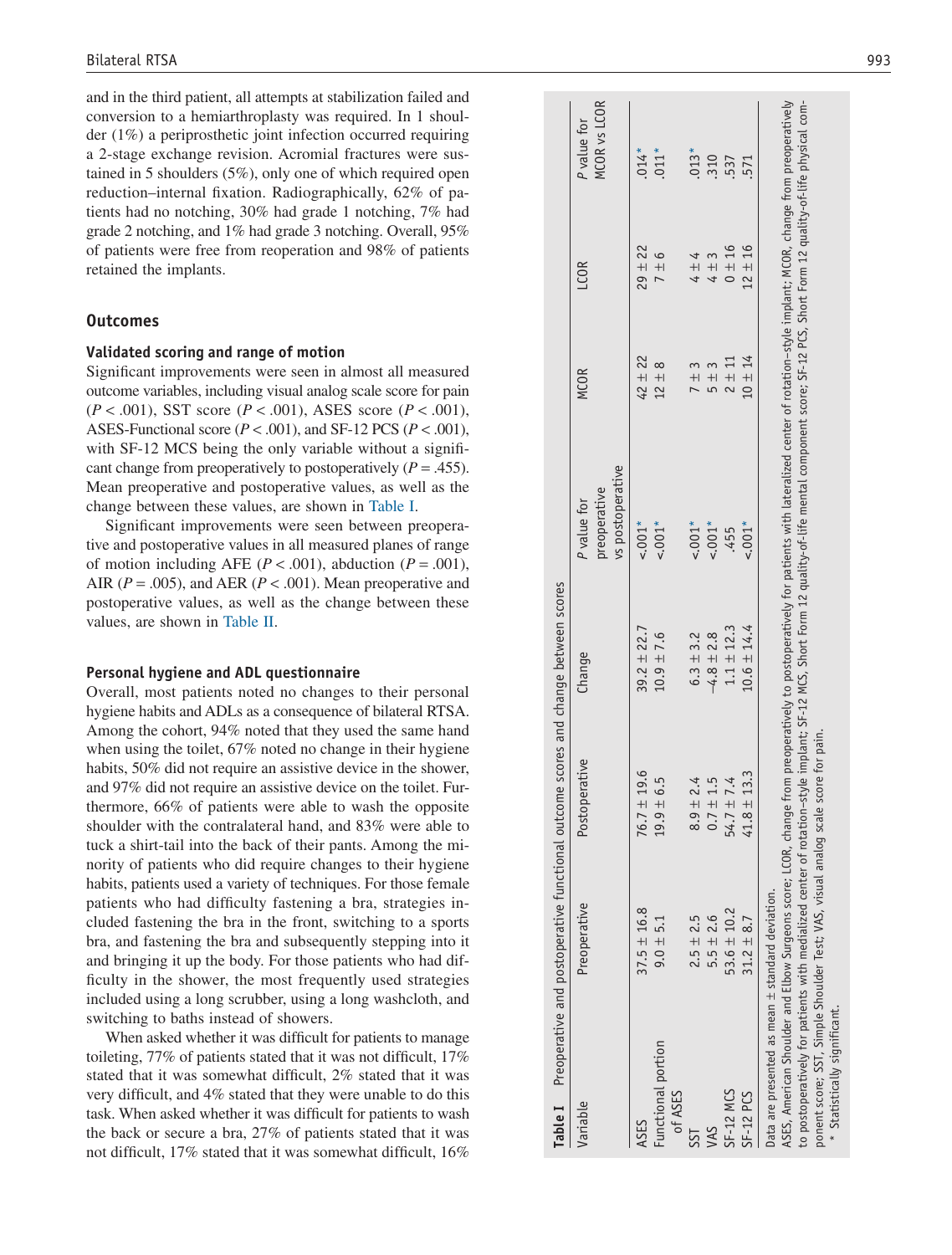and in the third patient, all attempts at stabilization failed and conversion to a hemiarthroplasty was required. In 1 shoulder (1%) a periprosthetic joint infection occurred requiring a 2-stage exchange revision. Acromial fractures were sustained in 5 shoulders (5%), only one of which required open reduction–internal fixation. Radiographically, 62% of patients had no notching, 30% had grade 1 notching, 7% had grade 2 notching, and 1% had grade 3 notching. Overall, 95% of patients were free from reoperation and 98% of patients retained the implants.

## Outcomes

### Validated scoring and range of motion

Significant improvements were seen in almost all measured outcome variables, including visual analog scale score for pain ($P < .001$), SST score ($P < .001$), ASES score ($P < .001$), ASES-Functional score ($P < .001$), and SF-12 PCS ($P < .001$), with SF-12 MCS being the only variable without a significant change from preoperatively to postoperatively ($P = .455$). Mean preoperative and postoperative values, as well as the change between these values, are shown in Table I.

Significant improvements were seen between preoperative and postoperative values in all measured planes of range of motion including AFE ($P < .001$), abduction ($P = .001$), AIR ($P = .005$), and AER ($P < .001$). Mean preoperative and postoperative values, as well as the change between these values, are shown in Table II.

### Personal hygiene and ADL questionnaire

Overall, most patients noted no changes to their personal hygiene habits and ADLs as a consequence of bilateral RTSA. Among the cohort, 94% noted that they used the same hand when using the toilet, 67% noted no change in their hygiene habits, 50% did not require an assistive device in the shower, and 97% did not require an assistive device on the toilet. Furthermore, 66% of patients were able to wash the opposite shoulder with the contralateral hand, and 83% were able to tuck a shirt-tail into the back of their pants. Among the minority of patients who did require changes to their hygiene habits, patients used a variety of techniques. For those female patients who had difficulty fastening a bra, strategies included fastening the bra in the front, switching to a sports bra, and fastening the bra and subsequently stepping into it and bringing it up the body. For those patients who had difficulty in the shower, the most frequently used strategies included using a long scrubber, using a long washcloth, and switching to baths instead of showers.

When asked whether it was difficult for patients to manage toileting, 77% of patients stated that it was not difficult, 17% stated that it was somewhat difficult, 2% stated that it was very difficult, and 4% stated that they were unable to do this task. When asked whether it was difficult for patients to wash the back or secure a bra, 27% of patients stated that it was not difficult, 17% stated that it was somewhat difficult, 16%

**Table I** Preoperative and postoperative functional outcome scores and change between scores

| Variable | Preoperative | Postoperative | Change | P value for preoperative vs postoperative | MCOR | LCOR | P value for MCOR vs LCOR |
|---|---|---|---|---|---|---|---|
| ASES | 37.5 ± 16.8 | 76.7 ± 19.6 | 39.2 ± 22.7 | <.001* | 42 ± 22 | 29 ± 22 | .014* |
| Functional portion of ASES | 9.0 ± 5.1 | 19.9 ± 6.5 | 10.9 ± 7.6 | <.001* | 12 ± 8 | 7 ± 6 | .011* |
| SST | 2.5 ± 2.5 | 8.9 ± 2.4 | 6.3 ± 3.2 | <.001* | 7 ± 3 | 4 ± 4 | .013* |
| VAS | 5.5 ± 2.6 | 0.7 ± 1.5 | −4.8 ± 2.8 | <.001* | 5 ± 3 | 4 ± 3 | .310 |
| SF-12 MCS | 53.6 ± 10.2 | 54.7 ± 7.4 | 1.1 ± 12.3 | .455 | 2 ± 11 | 0 ± 16 | .537 |
| SF-12 PCS | 31.2 ± 8.7 | 41.8 ± 13.3 | 10.6 ± 14.4 | <.001* | 10 ± 14 | 12 ± 16 | .571 |

Data are presented as mean ± standard deviation.

ASES, American Shoulder and Elbow Surgeons score; LCOR, change from preoperatively to postoperatively for patients with lateralized center of rotation–style implant; MCOR, change from preoperatively to postoperatively for patients with medialized center of rotation–style implant; SF-12 MCS, Short Form 12 quality-of-life mental component score; SF-12 PCS, Short Form 12 quality-of-life physical component score; SST, Simple Shoulder Test; VAS, visual analog scale score for pain.

* Statistically significant.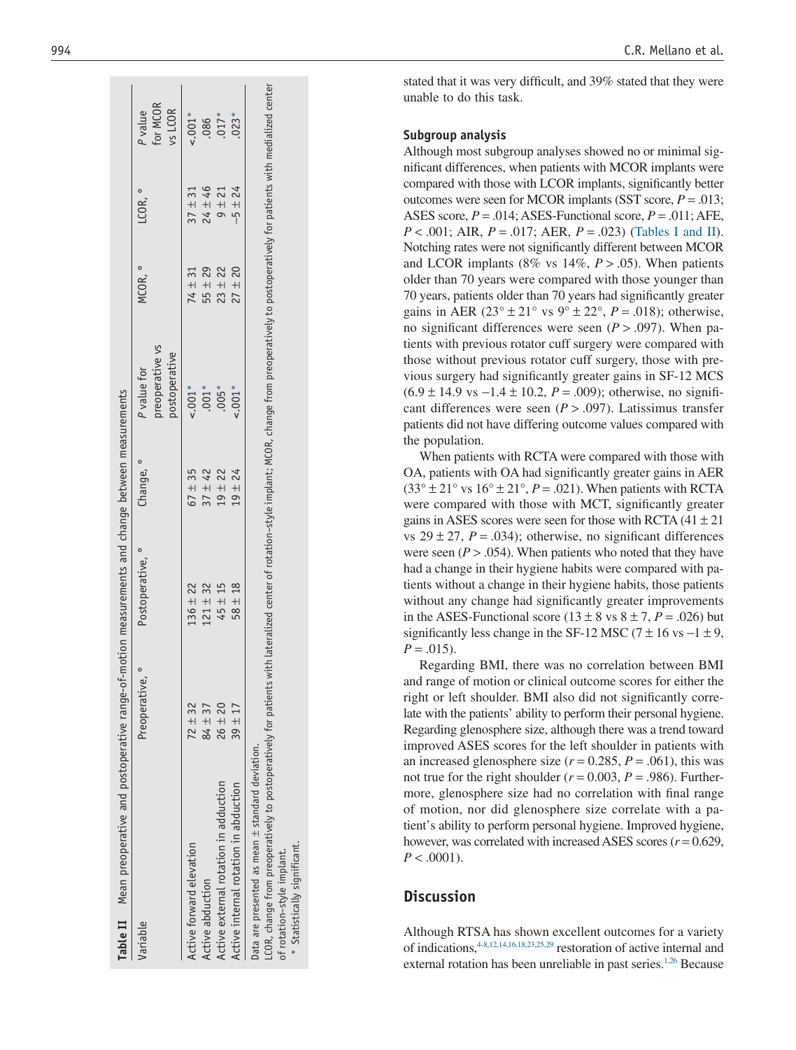**Table II** Mean preoperative and postoperative range-of-motion measurements and change between measurements

| Variable | Preoperative, ° | Postoperative, ° | Change, ° | P value for preoperative vs postoperative | MCOR, ° | LCOR, ° | P value for MCOR vs LCOR |
|---|---|---|---|---|---|---|---|
| Active forward elevation | 72 ± 32 | 136 ± 22 | 67 ± 35 | <.001* | 74 ± 31 | 37 ± 31 | <.001* |
| Active abduction | 84 ± 37 | 121 ± 32 | 37 ± 42 | .001* | 55 ± 29 | 24 ± 46 | .086 |
| Active external rotation in adduction | 26 ± 20 | 45 ± 15 | 19 ± 22 | .005* | 23 ± 22 | 9 ± 21 | .017* |
| Active internal rotation in abduction | 39 ± 17 | 58 ± 18 | 19 ± 24 | <.001* | 27 ± 20 | −5 ± 24 | .023* |

Data are presented as mean ± standard deviation.
LCOR, change from preoperatively to postoperatively for patients with lateralized center of rotation–style implant; MCOR, change from preoperatively to postoperatively for patients with medialized center of rotation–style implant.
* Statistically significant.

stated that it was very difficult, and 39% stated that they were unable to do this task.

### Subgroup analysis

Although most subgroup analyses showed no or minimal significant differences, when patients with MCOR implants were compared with those with LCOR implants, significantly better outcomes were seen for MCOR implants (SST score, $P = .013$; ASES score, $P = .014$; ASES-Functional score, $P = .011$; AFE, $P < .001$; AIR, $P = .017$; AER, $P = .023$) (Tables I and II). Notching rates were not significantly different between MCOR and LCOR implants (8% vs 14%, $P > .05$). When patients older than 70 years were compared with those younger than 70 years, patients older than 70 years had significantly greater gains in AER (23° ± 21° vs 9° ± 22°, $P = .018$); otherwise, no significant differences were seen ($P > .097$). When patients with previous rotator cuff surgery were compared with those without previous rotator cuff surgery, those with previous surgery had significantly greater gains in SF-12 MCS (6.9 ± 14.9 vs −1.4 ± 10.2, $P = .009$); otherwise, no significant differences were seen ($P > .097$). Latissimus transfer patients did not have differing outcome values compared with the population.

When patients with RCTA were compared with those with OA, patients with OA had significantly greater gains in AER (33° ± 21° vs 16° ± 21°, $P = .021$). When patients with RCTA were compared with those with MCT, significantly greater gains in ASES scores were seen for those with RCTA (41 ± 21 vs 29 ± 27, $P = .034$); otherwise, no significant differences were seen ($P > .054$). When patients who noted that they have had a change in their hygiene habits were compared with patients without a change in their hygiene habits, those patients without any change had significantly greater improvements in the ASES-Functional score (13 ± 8 vs 8 ± 7, $P = .026$) but significantly less change in the SF-12 MSC (7 ± 16 vs −1 ± 9, $P = .015$).

Regarding BMI, there was no correlation between BMI and range of motion or clinical outcome scores for either the right or left shoulder. BMI also did not significantly correlate with the patients' ability to perform their personal hygiene. Regarding glenosphere size, although there was a trend toward improved ASES scores for the left shoulder in patients with an increased glenosphere size ($r = 0.285$, $P = .061$), this was not true for the right shoulder ($r = 0.003$, $P = .986$). Furthermore, glenosphere size had no correlation with final range of motion, nor did glenosphere size correlate with a patient's ability to perform personal hygiene. Improved hygiene, however, was correlated with increased ASES scores ($r = 0.629$, $P < .0001$).

## Discussion

Although RTSA has shown excellent outcomes for a variety of indications,[4-8,12,14,16,18,23,25,29] restoration of active internal and external rotation has been unreliable in past series.[1,26] Because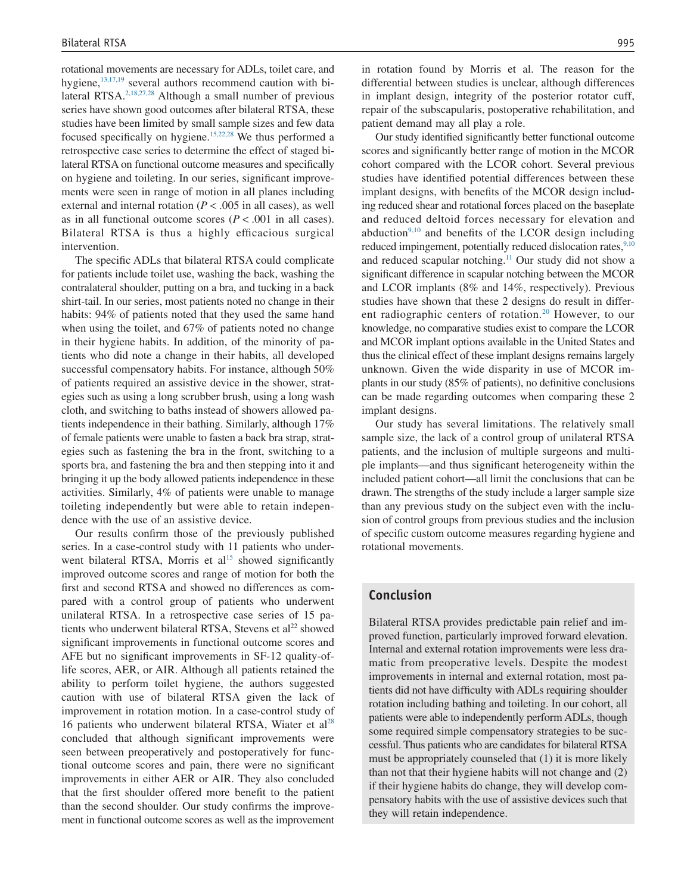rotational movements are necessary for ADLs, toilet care, and hygiene,[13,17,19] several authors recommend caution with bilateral RTSA.[2,18,27,28] Although a small number of previous series have shown good outcomes after bilateral RTSA, these studies have been limited by small sample sizes and few data focused specifically on hygiene.[15,22,28] We thus performed a retrospective case series to determine the effect of staged bilateral RTSA on functional outcome measures and specifically on hygiene and toileting. In our series, significant improvements were seen in range of motion in all planes including external and internal rotation ($P < .005$ in all cases), as well as in all functional outcome scores ($P < .001$ in all cases). Bilateral RTSA is thus a highly efficacious surgical intervention.

The specific ADLs that bilateral RTSA could complicate for patients include toilet use, washing the back, washing the contralateral shoulder, putting on a bra, and tucking in a back shirt-tail. In our series, most patients noted no change in their habits: 94% of patients noted that they used the same hand when using the toilet, and 67% of patients noted no change in their hygiene habits. In addition, of the minority of patients who did note a change in their habits, all developed successful compensatory habits. For instance, although 50% of patients required an assistive device in the shower, strategies such as using a long scrubber brush, using a long wash cloth, and switching to baths instead of showers allowed patients independence in their bathing. Similarly, although 17% of female patients were unable to fasten a back bra strap, strategies such as fastening the bra in the front, switching to a sports bra, and fastening the bra and then stepping into it and bringing it up the body allowed patients independence in these activities. Similarly, 4% of patients were unable to manage toileting independently but were able to retain independence with the use of an assistive device.

Our results confirm those of the previously published series. In a case-control study with 11 patients who underwent bilateral RTSA, Morris et al[15] showed significantly improved outcome scores and range of motion for both the first and second RTSA and showed no differences as compared with a control group of patients who underwent unilateral RTSA. In a retrospective case series of 15 patients who underwent bilateral RTSA, Stevens et al[22] showed significant improvements in functional outcome scores and AFE but no significant improvements in SF-12 quality-of-life scores, AER, or AIR. Although all patients retained the ability to perform toilet hygiene, the authors suggested caution with use of bilateral RTSA given the lack of improvement in rotation motion. In a case-control study of 16 patients who underwent bilateral RTSA, Wiater et al[28] concluded that although significant improvements were seen between preoperatively and postoperatively for functional outcome scores and pain, there were no significant improvements in either AER or AIR. They also concluded that the first shoulder offered more benefit to the patient than the second shoulder. Our study confirms the improvement in functional outcome scores as well as the improvement in rotation found by Morris et al. The reason for the differential between studies is unclear, although differences in implant design, integrity of the posterior rotator cuff, repair of the subscapularis, postoperative rehabilitation, and patient demand may all play a role.

Our study identified significantly better functional outcome scores and significantly better range of motion in the MCOR cohort compared with the LCOR cohort. Several previous studies have identified potential differences between these implant designs, with benefits of the MCOR design including reduced shear and rotational forces placed on the baseplate and reduced deltoid forces necessary for elevation and abduction[9,10] and benefits of the LCOR design including reduced impingement, potentially reduced dislocation rates,[9,10] and reduced scapular notching.[11] Our study did not show a significant difference in scapular notching between the MCOR and LCOR implants (8% and 14%, respectively). Previous studies have shown that these 2 designs do result in different radiographic centers of rotation.[20] However, to our knowledge, no comparative studies exist to compare the LCOR and MCOR implant options available in the United States and thus the clinical effect of these implant designs remains largely unknown. Given the wide disparity in use of MCOR implants in our study (85% of patients), no definitive conclusions can be made regarding outcomes when comparing these 2 implant designs.

Our study has several limitations. The relatively small sample size, the lack of a control group of unilateral RTSA patients, and the inclusion of multiple surgeons and multiple implants—and thus significant heterogeneity within the included patient cohort—all limit the conclusions that can be drawn. The strengths of the study include a larger sample size than any previous study on the subject even with the inclusion of control groups from previous studies and the inclusion of specific custom outcome measures regarding hygiene and rotational movements.

## Conclusion

Bilateral RTSA provides predictable pain relief and improved function, particularly improved forward elevation. Internal and external rotation improvements were less dramatic from preoperative levels. Despite the modest improvements in internal and external rotation, most patients did not have difficulty with ADLs requiring shoulder rotation including bathing and toileting. In our cohort, all patients were able to independently perform ADLs, though some required simple compensatory strategies to be successful. Thus patients who are candidates for bilateral RTSA must be appropriately counseled that (1) it is more likely than not that their hygiene habits will not change and (2) if their hygiene habits do change, they will develop compensatory habits with the use of assistive devices such that they will retain independence.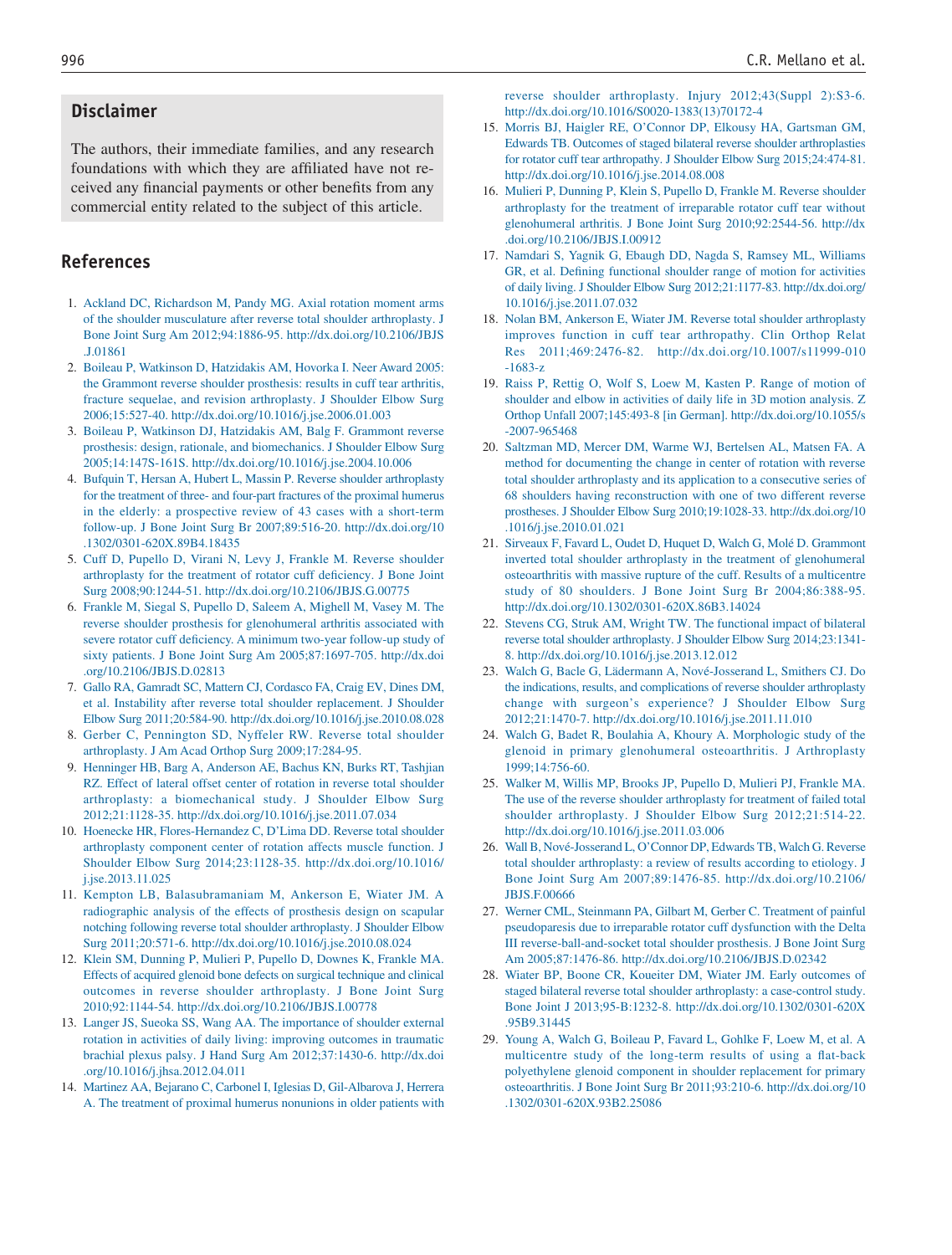## Disclaimer

The authors, their immediate families, and any research foundations with which they are affiliated have not received any financial payments or other benefits from any commercial entity related to the subject of this article.

## References

1. Ackland DC, Richardson M, Pandy MG. Axial rotation moment arms of the shoulder musculature after reverse total shoulder arthroplasty. J Bone Joint Surg Am 2012;94:1886-95. http://dx.doi.org/10.2106/JBJS.J.01861
2. Boileau P, Watkinson D, Hatzidakis AM, Hovorka I. Neer Award 2005: the Grammont reverse shoulder prosthesis: results in cuff tear arthritis, fracture sequelae, and revision arthroplasty. J Shoulder Elbow Surg 2006;15:527-40. http://dx.doi.org/10.1016/j.jse.2006.01.003
3. Boileau P, Watkinson DJ, Hatzidakis AM, Balg F. Grammont reverse prosthesis: design, rationale, and biomechanics. J Shoulder Elbow Surg 2005;14:147S-161S. http://dx.doi.org/10.1016/j.jse.2004.10.006
4. Bufquin T, Hersan A, Hubert L, Massin P. Reverse shoulder arthroplasty for the treatment of three- and four-part fractures of the proximal humerus in the elderly: a prospective review of 43 cases with a short-term follow-up. J Bone Joint Surg Br 2007;89:516-20. http://dx.doi.org/10.1302/0301-620X.89B4.18435
5. Cuff D, Pupello D, Virani N, Levy J, Frankle M. Reverse shoulder arthroplasty for the treatment of rotator cuff deficiency. J Bone Joint Surg 2008;90:1244-51. http://dx.doi.org/10.2106/JBJS.G.00775
6. Frankle M, Siegal S, Pupello D, Saleem A, Mighell M, Vasey M. The reverse shoulder prosthesis for glenohumeral arthritis associated with severe rotator cuff deficiency. A minimum two-year follow-up study of sixty patients. J Bone Joint Surg Am 2005;87:1697-705. http://dx.doi.org/10.2106/JBJS.D.02813
7. Gallo RA, Gamradt SC, Mattern CJ, Cordasco FA, Craig EV, Dines DM, et al. Instability after reverse total shoulder replacement. J Shoulder Elbow Surg 2011;20:584-90. http://dx.doi.org/10.1016/j.jse.2010.08.028
8. Gerber C, Pennington SD, Nyffeler RW. Reverse total shoulder arthroplasty. J Am Acad Orthop Surg 2009;17:284-95.
9. Henninger HB, Barg A, Anderson AE, Bachus KN, Burks RT, Tashjian RZ. Effect of lateral offset center of rotation in reverse total shoulder arthroplasty: a biomechanical study. J Shoulder Elbow Surg 2012;21:1128-35. http://dx.doi.org/10.1016/j.jse.2011.07.034
10. Hoenecke HR, Flores-Hernandez C, D'Lima DD. Reverse total shoulder arthroplasty component center of rotation affects muscle function. J Shoulder Elbow Surg 2014;23:1128-35. http://dx.doi.org/10.1016/j.jse.2013.11.025
11. Kempton LB, Balasubramaniam M, Ankerson E, Wiater JM. A radiographic analysis of the effects of prosthesis design on scapular notching following reverse total shoulder arthroplasty. J Shoulder Elbow Surg 2011;20:571-6. http://dx.doi.org/10.1016/j.jse.2010.08.024
12. Klein SM, Dunning P, Mulieri P, Pupello D, Downes K, Frankle MA. Effects of acquired glenoid bone defects on surgical technique and clinical outcomes in reverse shoulder arthroplasty. J Bone Joint Surg 2010;92:1144-54. http://dx.doi.org/10.2106/JBJS.I.00778
13. Langer JS, Sueoka SS, Wang AA. The importance of shoulder external rotation in activities of daily living: improving outcomes in traumatic brachial plexus palsy. J Hand Surg Am 2012;37:1430-6. http://dx.doi.org/10.1016/j.jhsa.2012.04.011
14. Martinez AA, Bejarano C, Carbonel I, Iglesias D, Gil-Albarova J, Herrera A. The treatment of proximal humerus nonunions in older patients with reverse shoulder arthroplasty. Injury 2012;43(Suppl 2):S3-6. http://dx.doi.org/10.1016/S0020-1383(13)70172-4
15. Morris BJ, Haigler RE, O'Connor DP, Elkousy HA, Gartsman GM, Edwards TB. Outcomes of staged bilateral reverse shoulder arthroplasties for rotator cuff tear arthropathy. J Shoulder Elbow Surg 2015;24:474-81. http://dx.doi.org/10.1016/j.jse.2014.08.008
16. Mulieri P, Dunning P, Klein S, Pupello D, Frankle M. Reverse shoulder arthroplasty for the treatment of irreparable rotator cuff tear without glenohumeral arthritis. J Bone Joint Surg 2010;92:2544-56. http://dx.doi.org/10.2106/JBJS.I.00912
17. Namdari S, Yagnik G, Ebaugh DD, Nagda S, Ramsey ML, Williams GR, et al. Defining functional shoulder range of motion for activities of daily living. J Shoulder Elbow Surg 2012;21:1177-83. http://dx.doi.org/10.1016/j.jse.2011.07.032
18. Nolan BM, Ankerson E, Wiater JM. Reverse total shoulder arthroplasty improves function in cuff tear arthropathy. Clin Orthop Relat Res 2011;469:2476-82. http://dx.doi.org/10.1007/s11999-010-1683-z
19. Raiss P, Rettig O, Wolf S, Loew M, Kasten P. Range of motion of shoulder and elbow in activities of daily life in 3D motion analysis. Z Orthop Unfall 2007;145:493-8 [in German]. http://dx.doi.org/10.1055/s-2007-965468
20. Saltzman MD, Mercer DM, Warme WJ, Bertelsen AL, Matsen FA. A method for documenting the change in center of rotation with reverse total shoulder arthroplasty and its application to a consecutive series of 68 shoulders having reconstruction with one of two different reverse prostheses. J Shoulder Elbow Surg 2010;19:1028-33. http://dx.doi.org/10.1016/j.jse.2010.01.021
21. Sirveaux F, Favard L, Oudet D, Huquet D, Walch G, Molé D. Grammont inverted total shoulder arthroplasty in the treatment of glenohumeral osteoarthritis with massive rupture of the cuff. Results of a multicentre study of 80 shoulders. J Bone Joint Surg Br 2004;86:388-95. http://dx.doi.org/10.1302/0301-620X.86B3.14024
22. Stevens CG, Struk AM, Wright TW. The functional impact of bilateral reverse total shoulder arthroplasty. J Shoulder Elbow Surg 2014;23:1341-8. http://dx.doi.org/10.1016/j.jse.2013.12.012
23. Walch G, Bacle G, Lädermann A, Nové-Josserand L, Smithers CJ. Do the indications, results, and complications of reverse shoulder arthroplasty change with surgeon's experience? J Shoulder Elbow Surg 2012;21:1470-7. http://dx.doi.org/10.1016/j.jse.2011.11.010
24. Walch G, Badet R, Boulahia A, Khoury A. Morphologic study of the glenoid in primary glenohumeral osteoarthritis. J Arthroplasty 1999;14:756-60.
25. Walker M, Willis MP, Brooks JP, Pupello D, Mulieri PJ, Frankle MA. The use of the reverse shoulder arthroplasty for treatment of failed total shoulder arthroplasty. J Shoulder Elbow Surg 2012;21:514-22. http://dx.doi.org/10.1016/j.jse.2011.03.006
26. Wall B, Nové-Josserand L, O'Connor DP, Edwards TB, Walch G. Reverse total shoulder arthroplasty: a review of results according to etiology. J Bone Joint Surg Am 2007;89:1476-85. http://dx.doi.org/10.2106/JBJS.F.00666
27. Werner CML, Steinmann PA, Gilbart M, Gerber C. Treatment of painful pseudoparesis due to irreparable rotator cuff dysfunction with the Delta III reverse-ball-and-socket total shoulder prosthesis. J Bone Joint Surg Am 2005;87:1476-86. http://dx.doi.org/10.2106/JBJS.D.02342
28. Wiater BP, Boone CR, Koueiter DM, Wiater JM. Early outcomes of staged bilateral reverse total shoulder arthroplasty: a case-control study. Bone Joint J 2013;95-B:1232-8. http://dx.doi.org/10.1302/0301-620X.95B9.31445
29. Young A, Walch G, Boileau P, Favard L, Gohlke F, Loew M, et al. A multicentre study of the long-term results of using a flat-back polyethylene glenoid component in shoulder replacement for primary osteoarthritis. J Bone Joint Surg Br 2011;93:210-6. http://dx.doi.org/10.1302/0301-620X.93B2.25086